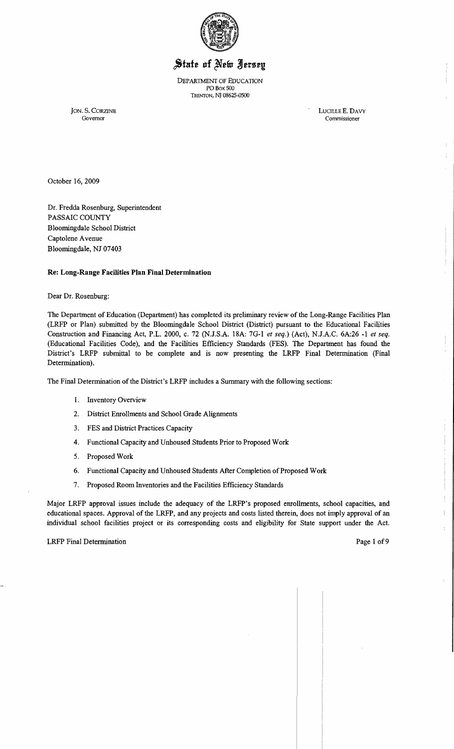# State of New Jersey

DEPARTMENT OF EDUCATION
PO Box 500
TRENTON, NJ 08625-0500

JON. S. CORZINE
Governor

LUCILLE E. DAVY
Commissioner

October 16, 2009

Dr. Fredda Rosenburg, Superintendent
PASSAIC COUNTY
Bloomingdale School District
Captolene Avenue
Bloomingdale, NJ 07403

**Re: Long-Range Facilities Plan Final Determination**

Dear Dr. Rosenburg:

The Department of Education (Department) has completed its preliminary review of the Long-Range Facilities Plan (LRFP or Plan) submitted by the Bloomingdale School District (District) pursuant to the Educational Facilities Construction and Financing Act, P.L. 2000, c. 72 (N.J.S.A. 18A: 7G-1 *et seq.*) (Act), N.J.A.C. 6A:26 -1 *et seq.* (Educational Facilities Code), and the Facilities Efficiency Standards (FES). The Department has found the District's LRFP submittal to be complete and is now presenting the LRFP Final Determination (Final Determination).

The Final Determination of the District's LRFP includes a Summary with the following sections:

1. Inventory Overview
2. District Enrollments and School Grade Alignments
3. FES and District Practices Capacity
4. Functional Capacity and Unhoused Students Prior to Proposed Work
5. Proposed Work
6. Functional Capacity and Unhoused Students After Completion of Proposed Work
7. Proposed Room Inventories and the Facilities Efficiency Standards

Major LRFP approval issues include the adequacy of the LRFP's proposed enrollments, school capacities, and educational spaces. Approval of the LRFP, and any projects and costs listed therein, does not imply approval of an individual school facilities project or its corresponding costs and eligibility for State support under the Act.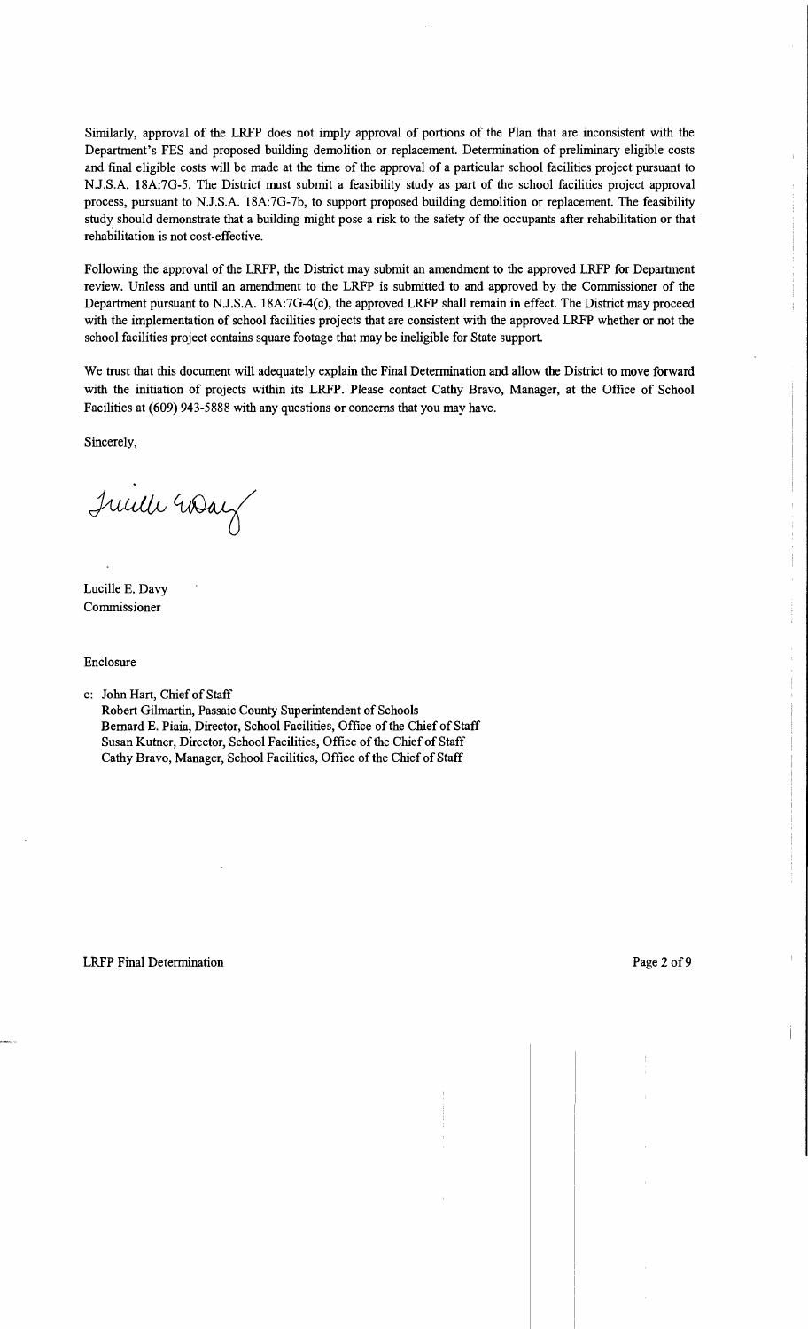Similarly, approval of the LRFP does not imply approval of portions of the Plan that are inconsistent with the Department's FES and proposed building demolition or replacement. Determination of preliminary eligible costs and final eligible costs will be made at the time of the approval of a particular school facilities project pursuant to N.J.S.A. 18A:7G-5. The District must submit a feasibility study as part of the school facilities project approval process, pursuant to N.J.S.A. 18A:7G-7b, to support proposed building demolition or replacement. The feasibility study should demonstrate that a building might pose a risk to the safety of the occupants after rehabilitation or that rehabilitation is not cost-effective.

Following the approval of the LRFP, the District may submit an amendment to the approved LRFP for Department review. Unless and until an amendment to the LRFP is submitted to and approved by the Commissioner of the Department pursuant to N.J.S.A. 18A:7G-4(c), the approved LRFP shall remain in effect. The District may proceed with the implementation of school facilities projects that are consistent with the approved LRFP whether or not the school facilities project contains square footage that may be ineligible for State support.

We trust that this document will adequately explain the Final Determination and allow the District to move forward with the initiation of projects within its LRFP. Please contact Cathy Bravo, Manager, at the Office of School Facilities at (609) 943-5888 with any questions or concerns that you may have.

Sincerely,

Lucille E. Davy
Commissioner

Enclosure

c: John Hart, Chief of Staff
Robert Gilmartin, Passaic County Superintendent of Schools
Bernard E. Piaia, Director, School Facilities, Office of the Chief of Staff
Susan Kutner, Director, School Facilities, Office of the Chief of Staff
Cathy Bravo, Manager, School Facilities, Office of the Chief of Staff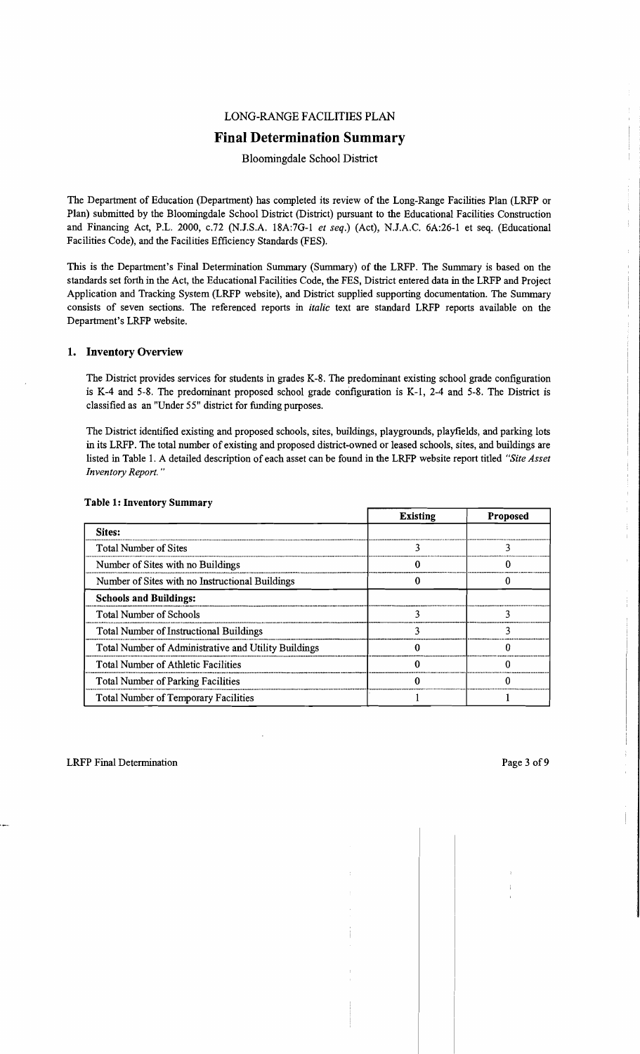LONG-RANGE FACILITIES PLAN

# Final Determination Summary

Bloomingdale School District

The Department of Education (Department) has completed its review of the Long-Range Facilities Plan (LRFP or Plan) submitted by the Bloomingdale School District (District) pursuant to the Educational Facilities Construction and Financing Act, P.L. 2000, c.72 (N.J.S.A. 18A:7G-1 *et seq.*) (Act), N.J.A.C. 6A:26-1 et seq. (Educational Facilities Code), and the Facilities Efficiency Standards (FES).

This is the Department's Final Determination Summary (Summary) of the LRFP. The Summary is based on the standards set forth in the Act, the Educational Facilities Code, the FES, District entered data in the LRFP and Project Application and Tracking System (LRFP website), and District supplied supporting documentation. The Summary consists of seven sections. The referenced reports in *italic* text are standard LRFP reports available on the Department's LRFP website.

## 1. Inventory Overview

The District provides services for students in grades K-8. The predominant existing school grade configuration is K-4 and 5-8. The predominant proposed school grade configuration is K-1, 2-4 and 5-8. The District is classified as an "Under 55" district for funding purposes.

The District identified existing and proposed schools, sites, buildings, playgrounds, playfields, and parking lots in its LRFP. The total number of existing and proposed district-owned or leased schools, sites, and buildings are listed in Table 1. A detailed description of each asset can be found in the LRFP website report titled *"Site Asset Inventory Report."*

**Table 1: Inventory Summary**

| | Existing | Proposed |
|---|---|---|
| **Sites:** | | |
| Total Number of Sites | 3 | 3 |
| Number of Sites with no Buildings | 0 | 0 |
| Number of Sites with no Instructional Buildings | 0 | 0 |
| **Schools and Buildings:** | | |
| Total Number of Schools | 3 | 3 |
| Total Number of Instructional Buildings | 3 | 3 |
| Total Number of Administrative and Utility Buildings | 0 | 0 |
| Total Number of Athletic Facilities | 0 | 0 |
| Total Number of Parking Facilities | 0 | 0 |
| Total Number of Temporary Facilities | 1 | 1 |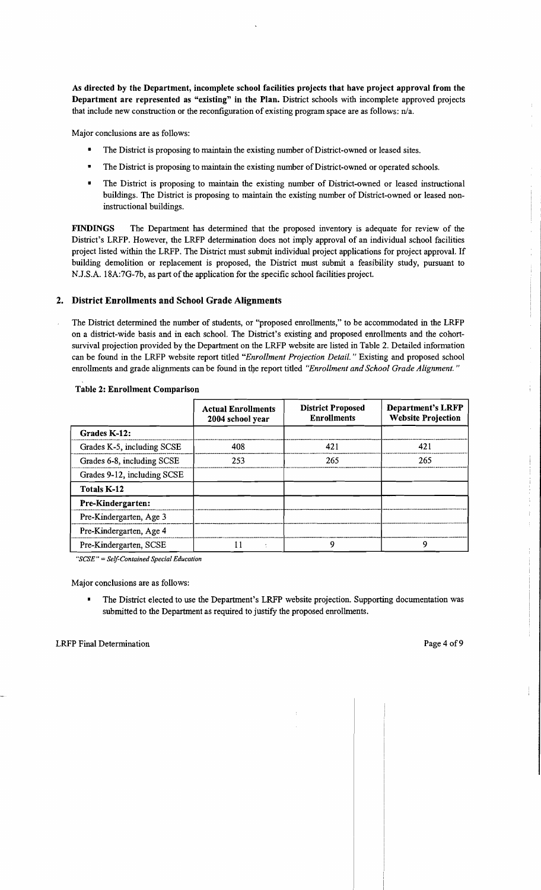**As directed by the Department, incomplete school facilities projects that have project approval from the Department are represented as "existing" in the Plan.** District schools with incomplete approved projects that include new construction or the reconfiguration of existing program space are as follows: n/a.

Major conclusions are as follows:

- The District is proposing to maintain the existing number of District-owned or leased sites.
- The District is proposing to maintain the existing number of District-owned or operated schools.
- The District is proposing to maintain the existing number of District-owned or leased instructional buildings. The District is proposing to maintain the existing number of District-owned or leased non-instructional buildings.

**FINDINGS** The Department has determined that the proposed inventory is adequate for review of the District's LRFP. However, the LRFP determination does not imply approval of an individual school facilities project listed within the LRFP. The District must submit individual project applications for project approval. If building demolition or replacement is proposed, the District must submit a feasibility study, pursuant to N.J.S.A. 18A:7G-7b, as part of the application for the specific school facilities project.

## 2. District Enrollments and School Grade Alignments

The District determined the number of students, or "proposed enrollments," to be accommodated in the LRFP on a district-wide basis and in each school. The District's existing and proposed enrollments and the cohort-survival projection provided by the Department on the LRFP website are listed in Table 2. Detailed information can be found in the LRFP website report titled *"Enrollment Projection Detail."* Existing and proposed school enrollments and grade alignments can be found in the report titled *"Enrollment and School Grade Alignment."*

**Table 2: Enrollment Comparison**

| | Actual Enrollments 2004 school year | District Proposed Enrollments | Department's LRFP Website Projection |
|---|---|---|---|
| **Grades K-12:** | | | |
| Grades K-5, including SCSE | 408 | 421 | 421 |
| Grades 6-8, including SCSE | 253 | 265 | 265 |
| Grades 9-12, including SCSE | | | |
| **Totals K-12** | | | |
| **Pre-Kindergarten:** | | | |
| Pre-Kindergarten, Age 3 | | | |
| Pre-Kindergarten, Age 4 | | | |
| Pre-Kindergarten, SCSE | 11 | 9 | 9 |

*"SCSE" = Self-Contained Special Education*

Major conclusions are as follows:

- The District elected to use the Department's LRFP website projection. Supporting documentation was submitted to the Department as required to justify the proposed enrollments.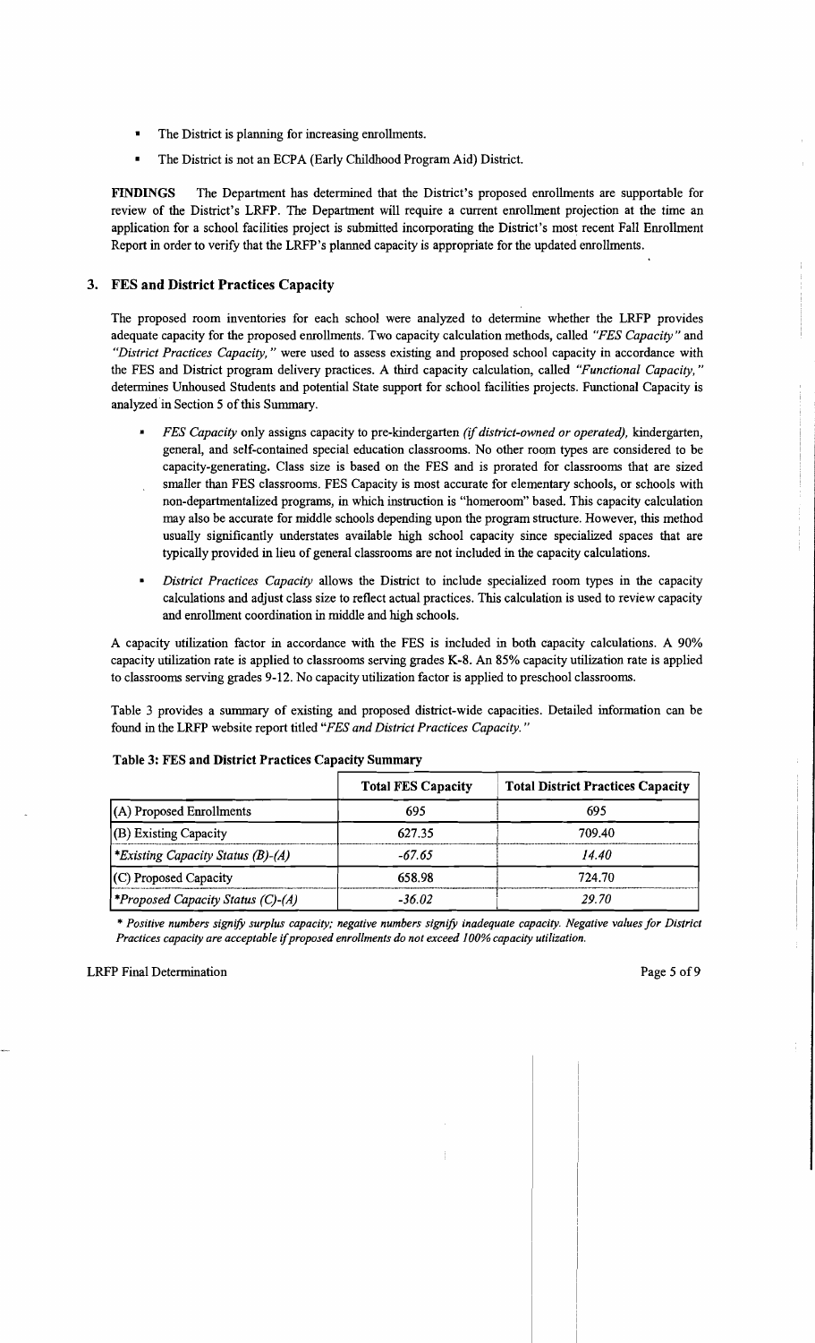- The District is planning for increasing enrollments.
- The District is not an ECPA (Early Childhood Program Aid) District.

**FINDINGS** The Department has determined that the District's proposed enrollments are supportable for review of the District's LRFP. The Department will require a current enrollment projection at the time an application for a school facilities project is submitted incorporating the District's most recent Fall Enrollment Report in order to verify that the LRFP's planned capacity is appropriate for the updated enrollments.

## 3. FES and District Practices Capacity

The proposed room inventories for each school were analyzed to determine whether the LRFP provides adequate capacity for the proposed enrollments. Two capacity calculation methods, called *"FES Capacity"* and *"District Practices Capacity,"* were used to assess existing and proposed school capacity in accordance with the FES and District program delivery practices. A third capacity calculation, called *"Functional Capacity,"* determines Unhoused Students and potential State support for school facilities projects. Functional Capacity is analyzed in Section 5 of this Summary.

- *FES Capacity* only assigns capacity to pre-kindergarten *(if district-owned or operated),* kindergarten, general, and self-contained special education classrooms. No other room types are considered to be capacity-generating. Class size is based on the FES and is prorated for classrooms that are sized smaller than FES classrooms. FES Capacity is most accurate for elementary schools, or schools with non-departmentalized programs, in which instruction is "homeroom" based. This capacity calculation may also be accurate for middle schools depending upon the program structure. However, this method usually significantly understates available high school capacity since specialized spaces that are typically provided in lieu of general classrooms are not included in the capacity calculations.
- *District Practices Capacity* allows the District to include specialized room types in the capacity calculations and adjust class size to reflect actual practices. This calculation is used to review capacity and enrollment coordination in middle and high schools.

A capacity utilization factor in accordance with the FES is included in both capacity calculations. A 90% capacity utilization rate is applied to classrooms serving grades K-8. An 85% capacity utilization rate is applied to classrooms serving grades 9-12. No capacity utilization factor is applied to preschool classrooms.

Table 3 provides a summary of existing and proposed district-wide capacities. Detailed information can be found in the LRFP website report titled *"FES and District Practices Capacity."*

**Table 3: FES and District Practices Capacity Summary**

| | Total FES Capacity | Total District Practices Capacity |
|---|---|---|
| (A) Proposed Enrollments | 695 | 695 |
| (B) Existing Capacity | 627.35 | 709.40 |
| *\*Existing Capacity Status (B)-(A)* | *-67.65* | *14.40* |
| (C) Proposed Capacity | 658.98 | 724.70 |
| *\*Proposed Capacity Status (C)-(A)* | *-36.02* | *29.70* |

*\* Positive numbers signify surplus capacity; negative numbers signify inadequate capacity. Negative values for District Practices capacity are acceptable if proposed enrollments do not exceed 100% capacity utilization.*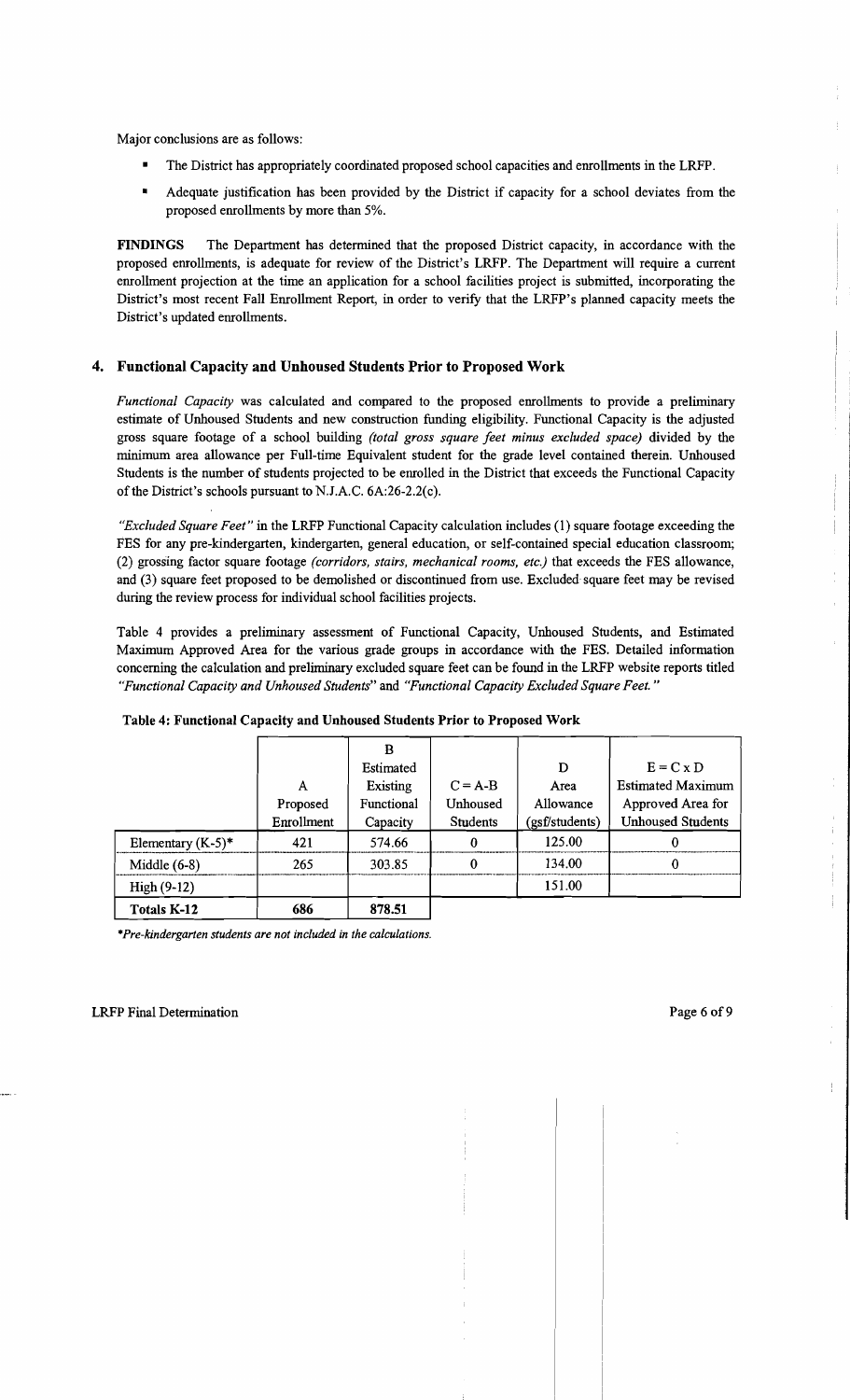Major conclusions are as follows:

- The District has appropriately coordinated proposed school capacities and enrollments in the LRFP.
- Adequate justification has been provided by the District if capacity for a school deviates from the proposed enrollments by more than 5%.

**FINDINGS** The Department has determined that the proposed District capacity, in accordance with the proposed enrollments, is adequate for review of the District's LRFP. The Department will require a current enrollment projection at the time an application for a school facilities project is submitted, incorporating the District's most recent Fall Enrollment Report, in order to verify that the LRFP's planned capacity meets the District's updated enrollments.

## 4. Functional Capacity and Unhoused Students Prior to Proposed Work

*Functional Capacity* was calculated and compared to the proposed enrollments to provide a preliminary estimate of Unhoused Students and new construction funding eligibility. Functional Capacity is the adjusted gross square footage of a school building *(total gross square feet minus excluded space)* divided by the minimum area allowance per Full-time Equivalent student for the grade level contained therein. Unhoused Students is the number of students projected to be enrolled in the District that exceeds the Functional Capacity of the District's schools pursuant to N.J.A.C. 6A:26-2.2(c).

*"Excluded Square Feet"* in the LRFP Functional Capacity calculation includes (1) square footage exceeding the FES for any pre-kindergarten, kindergarten, general education, or self-contained special education classroom; (2) grossing factor square footage *(corridors, stairs, mechanical rooms, etc.)* that exceeds the FES allowance, and (3) square feet proposed to be demolished or discontinued from use. Excluded square feet may be revised during the review process for individual school facilities projects.

Table 4 provides a preliminary assessment of Functional Capacity, Unhoused Students, and Estimated Maximum Approved Area for the various grade groups in accordance with the FES. Detailed information concerning the calculation and preliminary excluded square feet can be found in the LRFP website reports titled *"Functional Capacity and Unhoused Students"* and *"Functional Capacity Excluded Square Feet."*

**Table 4: Functional Capacity and Unhoused Students Prior to Proposed Work**

| | A Proposed Enrollment | B Estimated Existing Functional Capacity | C = A-B Unhoused Students | D Area Allowance (gsf/students) | E = C x D Estimated Maximum Approved Area for Unhoused Students |
|---|---|---|---|---|---|
| Elementary (K-5)* | 421 | 574.66 | 0 | 125.00 | 0 |
| Middle (6-8) | 265 | 303.85 | 0 | 134.00 | 0 |
| High (9-12) | | | | 151.00 | |
| **Totals K-12** | **686** | **878.51** | | | |

*\*Pre-kindergarten students are not included in the calculations.*

LRFP Final Determination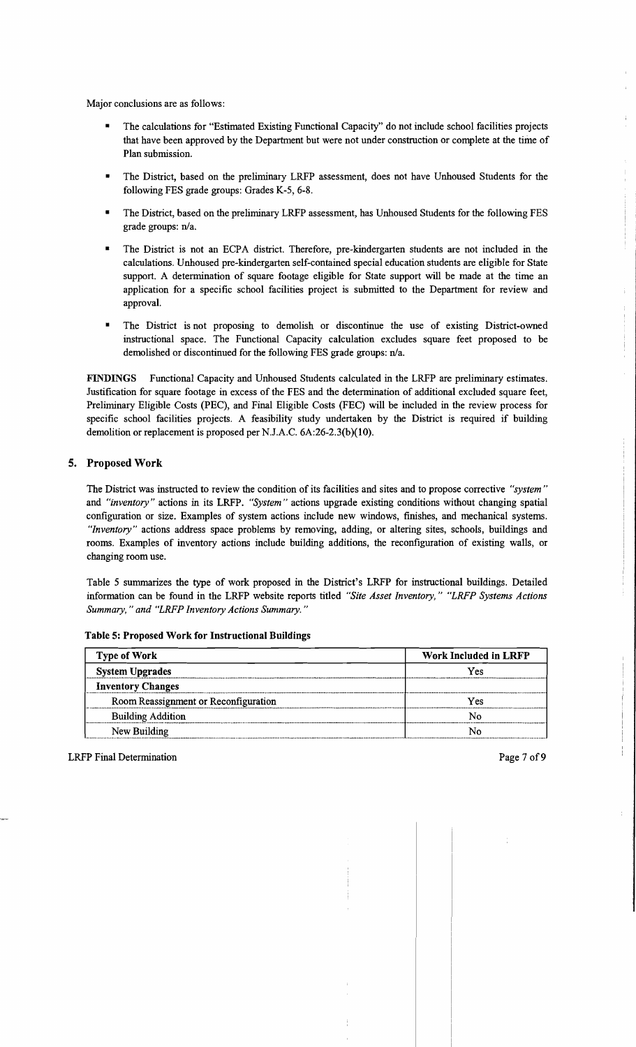Major conclusions are as follows:

- The calculations for "Estimated Existing Functional Capacity" do not include school facilities projects that have been approved by the Department but were not under construction or complete at the time of Plan submission.
- The District, based on the preliminary LRFP assessment, does not have Unhoused Students for the following FES grade groups: Grades K-5, 6-8.
- The District, based on the preliminary LRFP assessment, has Unhoused Students for the following FES grade groups: n/a.
- The District is not an ECPA district. Therefore, pre-kindergarten students are not included in the calculations. Unhoused pre-kindergarten self-contained special education students are eligible for State support. A determination of square footage eligible for State support will be made at the time an application for a specific school facilities project is submitted to the Department for review and approval.
- The District is not proposing to demolish or discontinue the use of existing District-owned instructional space. The Functional Capacity calculation excludes square feet proposed to be demolished or discontinued for the following FES grade groups: n/a.

**FINDINGS** Functional Capacity and Unhoused Students calculated in the LRFP are preliminary estimates. Justification for square footage in excess of the FES and the determination of additional excluded square feet, Preliminary Eligible Costs (PEC), and Final Eligible Costs (FEC) will be included in the review process for specific school facilities projects. A feasibility study undertaken by the District is required if building demolition or replacement is proposed per N.J.A.C. 6A:26-2.3(b)(10).

## 5. Proposed Work

The District was instructed to review the condition of its facilities and sites and to propose corrective *"system"* and *"inventory"* actions in its LRFP. *"System"* actions upgrade existing conditions without changing spatial configuration or size. Examples of system actions include new windows, finishes, and mechanical systems. *"Inventory"* actions address space problems by removing, adding, or altering sites, schools, buildings and rooms. Examples of inventory actions include building additions, the reconfiguration of existing walls, or changing room use.

Table 5 summarizes the type of work proposed in the District's LRFP for instructional buildings. Detailed information can be found in the LRFP website reports titled *"Site Asset Inventory," "LRFP Systems Actions Summary," and "LRFP Inventory Actions Summary."*

**Table 5: Proposed Work for Instructional Buildings**

| Type of Work | Work Included in LRFP |
|---|---|
| **System Upgrades** | Yes |
| **Inventory Changes** | |
| Room Reassignment or Reconfiguration | Yes |
| Building Addition | No |
| New Building | No |

LRFP Final Determination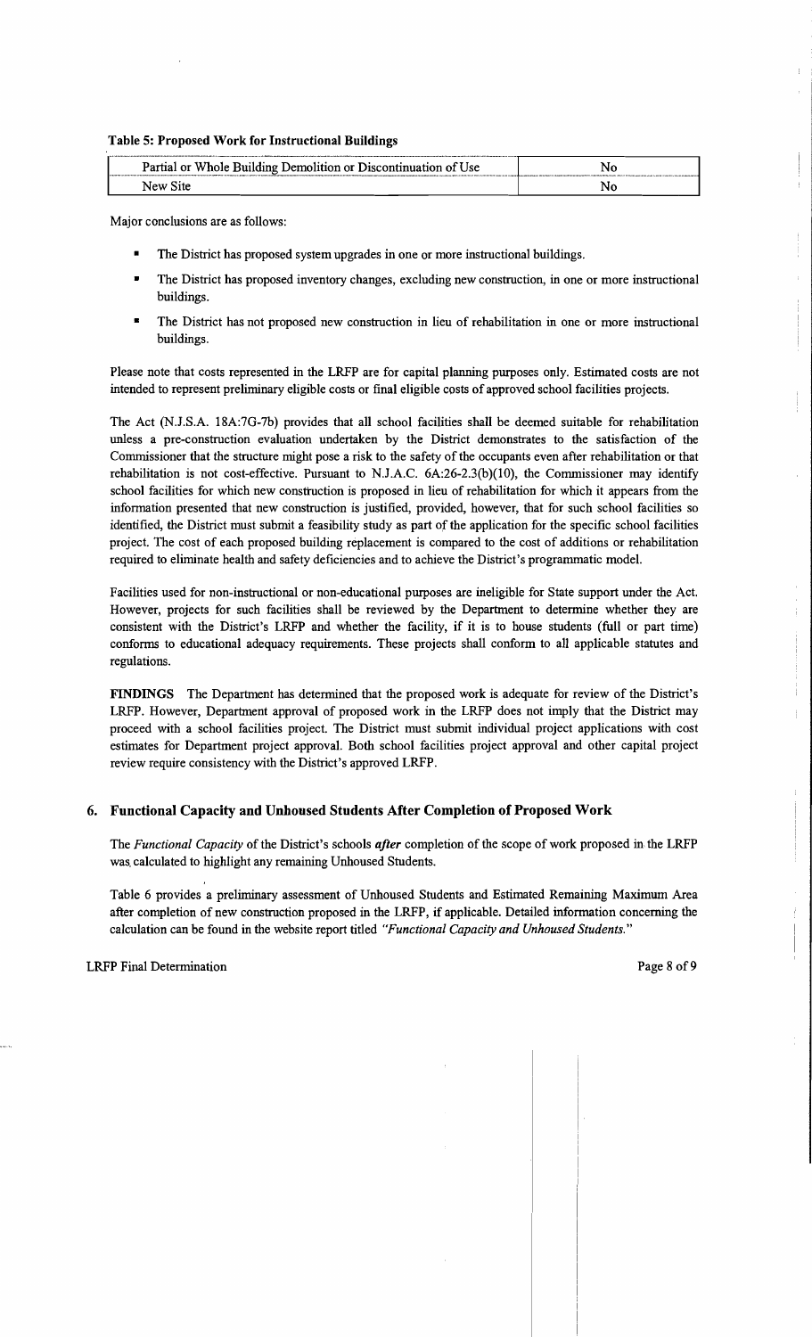**Table 5: Proposed Work for Instructional Buildings**

| | |
|---|---|
| Partial or Whole Building Demolition or Discontinuation of Use | No |
| New Site | No |

Major conclusions are as follows:

- The District has proposed system upgrades in one or more instructional buildings.
- The District has proposed inventory changes, excluding new construction, in one or more instructional buildings.
- The District has not proposed new construction in lieu of rehabilitation in one or more instructional buildings.

Please note that costs represented in the LRFP are for capital planning purposes only. Estimated costs are not intended to represent preliminary eligible costs or final eligible costs of approved school facilities projects.

The Act (N.J.S.A. 18A:7G-7b) provides that all school facilities shall be deemed suitable for rehabilitation unless a pre-construction evaluation undertaken by the District demonstrates to the satisfaction of the Commissioner that the structure might pose a risk to the safety of the occupants even after rehabilitation or that rehabilitation is not cost-effective. Pursuant to N.J.A.C. 6A:26-2.3(b)(10), the Commissioner may identify school facilities for which new construction is proposed in lieu of rehabilitation for which it appears from the information presented that new construction is justified, provided, however, that for such school facilities so identified, the District must submit a feasibility study as part of the application for the specific school facilities project. The cost of each proposed building replacement is compared to the cost of additions or rehabilitation required to eliminate health and safety deficiencies and to achieve the District's programmatic model.

Facilities used for non-instructional or non-educational purposes are ineligible for State support under the Act. However, projects for such facilities shall be reviewed by the Department to determine whether they are consistent with the District's LRFP and whether the facility, if it is to house students (full or part time) conforms to educational adequacy requirements. These projects shall conform to all applicable statutes and regulations.

**FINDINGS** The Department has determined that the proposed work is adequate for review of the District's LRFP. However, Department approval of proposed work in the LRFP does not imply that the District may proceed with a school facilities project. The District must submit individual project applications with cost estimates for Department project approval. Both school facilities project approval and other capital project review require consistency with the District's approved LRFP.

## 6. Functional Capacity and Unhoused Students After Completion of Proposed Work

The *Functional Capacity* of the District's schools ***after*** completion of the scope of work proposed in the LRFP was calculated to highlight any remaining Unhoused Students.

Table 6 provides a preliminary assessment of Unhoused Students and Estimated Remaining Maximum Area after completion of new construction proposed in the LRFP, if applicable. Detailed information concerning the calculation can be found in the website report titled *"Functional Capacity and Unhoused Students."*

LRFP Final Determination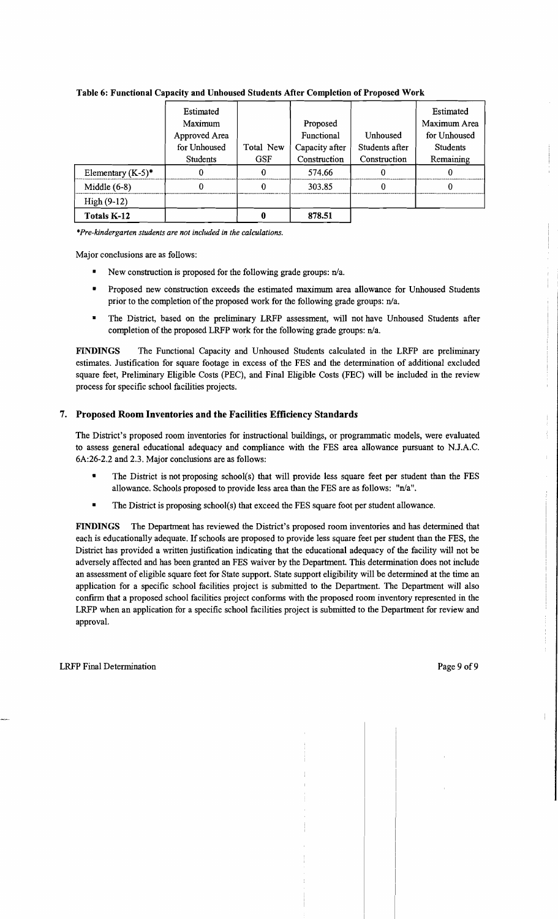**Table 6: Functional Capacity and Unhoused Students After Completion of Proposed Work**

| | Estimated Maximum Approved Area for Unhoused Students | Total New GSF | Proposed Functional Capacity after Construction | Unhoused Students after Construction | Estimated Maximum Area for Unhoused Students Remaining |
|---|---|---|---|---|---|
| Elementary (K-5)* | 0 | 0 | 574.66 | 0 | 0 |
| Middle (6-8) | 0 | 0 | 303.85 | 0 | 0 |
| High (9-12) | | | | | |
| **Totals K-12** | | **0** | **878.51** | | |

*\*Pre-kindergarten students are not included in the calculations.*

Major conclusions are as follows:

- New construction is proposed for the following grade groups: n/a.
- Proposed new construction exceeds the estimated maximum area allowance for Unhoused Students prior to the completion of the proposed work for the following grade groups: n/a.
- The District, based on the preliminary LRFP assessment, will not have Unhoused Students after completion of the proposed LRFP work for the following grade groups: n/a.

**FINDINGS** The Functional Capacity and Unhoused Students calculated in the LRFP are preliminary estimates. Justification for square footage in excess of the FES and the determination of additional excluded square feet, Preliminary Eligible Costs (PEC), and Final Eligible Costs (FEC) will be included in the review process for specific school facilities projects.

## 7. Proposed Room Inventories and the Facilities Efficiency Standards

The District's proposed room inventories for instructional buildings, or programmatic models, were evaluated to assess general educational adequacy and compliance with the FES area allowance pursuant to N.J.A.C. 6A:26-2.2 and 2.3. Major conclusions are as follows:

- The District is not proposing school(s) that will provide less square feet per student than the FES allowance. Schools proposed to provide less area than the FES are as follows: "n/a".
- The District is proposing school(s) that exceed the FES square foot per student allowance.

**FINDINGS** The Department has reviewed the District's proposed room inventories and has determined that each is educationally adequate. If schools are proposed to provide less square feet per student than the FES, the District has provided a written justification indicating that the educational adequacy of the facility will not be adversely affected and has been granted an FES waiver by the Department. This determination does not include an assessment of eligible square feet for State support. State support eligibility will be determined at the time an application for a specific school facilities project is submitted to the Department. The Department will also confirm that a proposed school facilities project conforms with the proposed room inventory represented in the LRFP when an application for a specific school facilities project is submitted to the Department for review and approval.